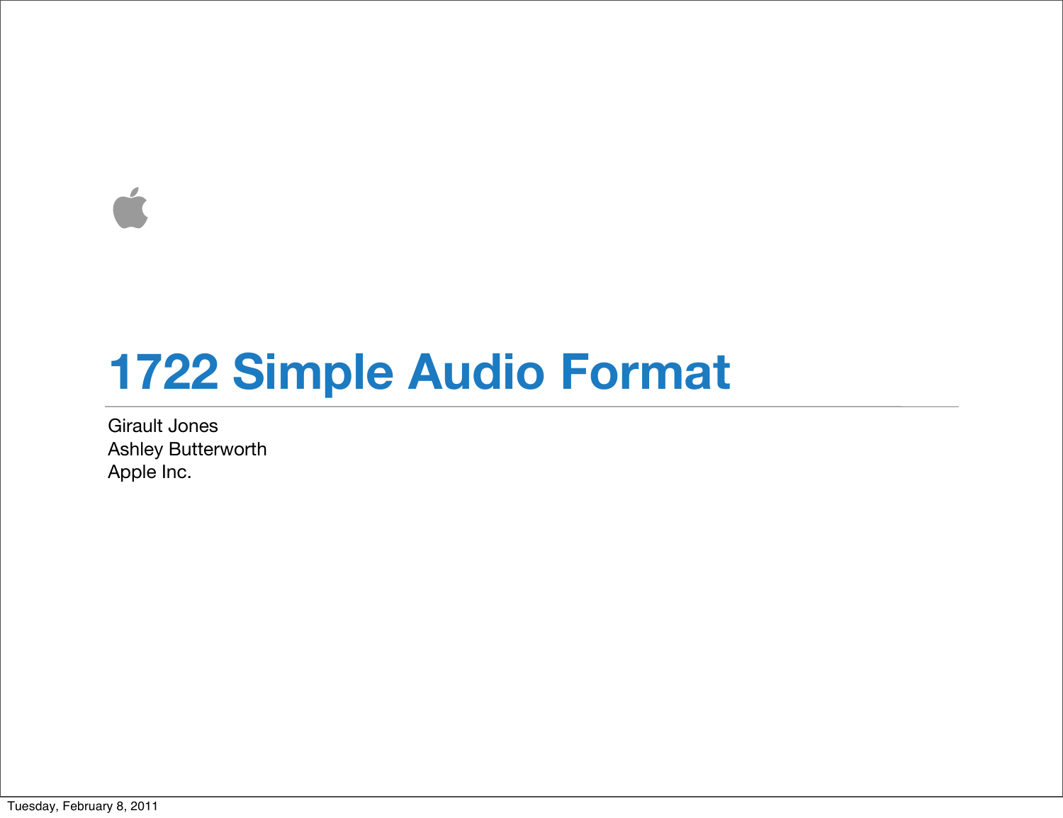# 1722 Simple Audio Format

Girault Jones
Ashley Butterworth
Apple Inc.

Tuesday, February 8, 2011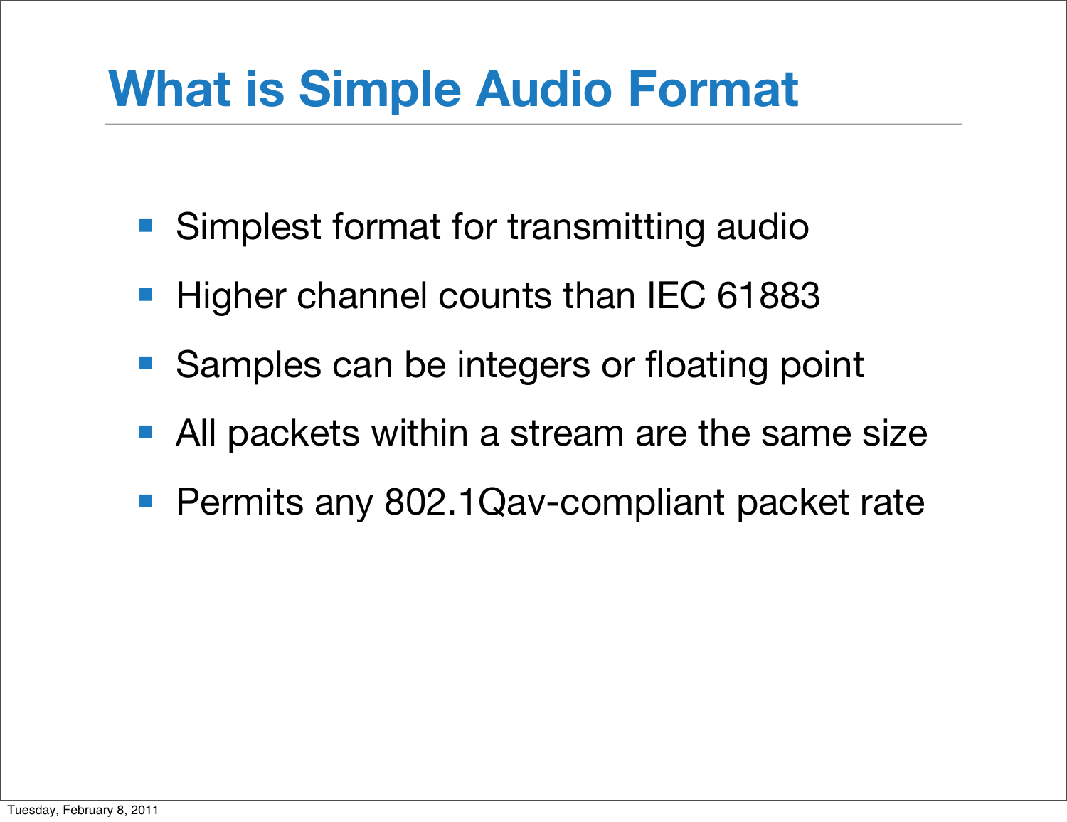# What is Simple Audio Format

- Simplest format for transmitting audio
- Higher channel counts than IEC 61883
- Samples can be integers or floating point
- All packets within a stream are the same size
- Permits any 802.1Qav-compliant packet rate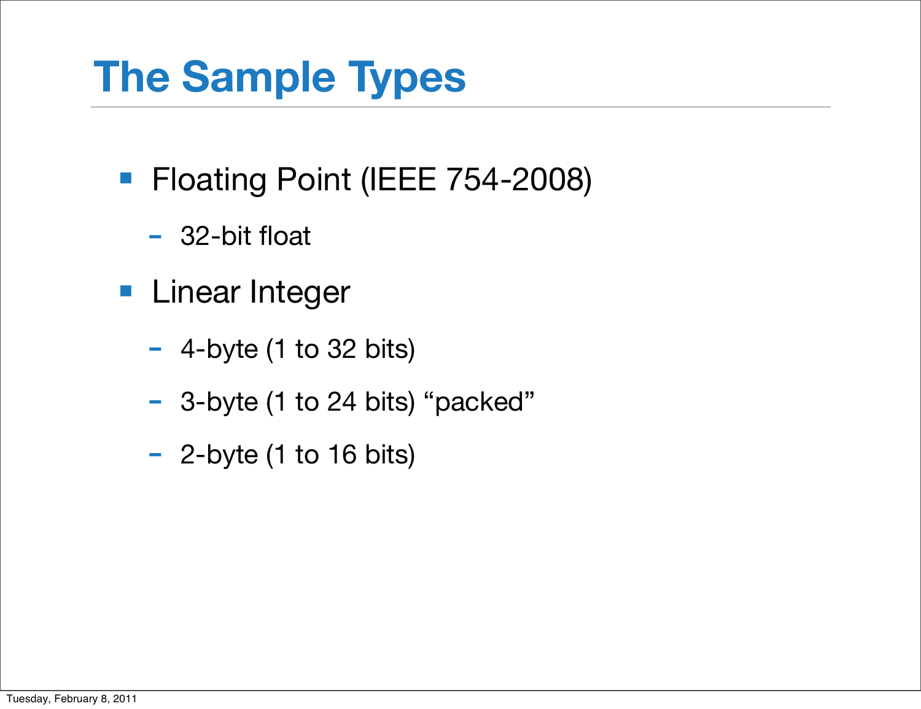# The Sample Types

- Floating Point (IEEE 754-2008)
  - 32-bit float
- Linear Integer
  - 4-byte (1 to 32 bits)
  - 3-byte (1 to 24 bits) “packed”
  - 2-byte (1 to 16 bits)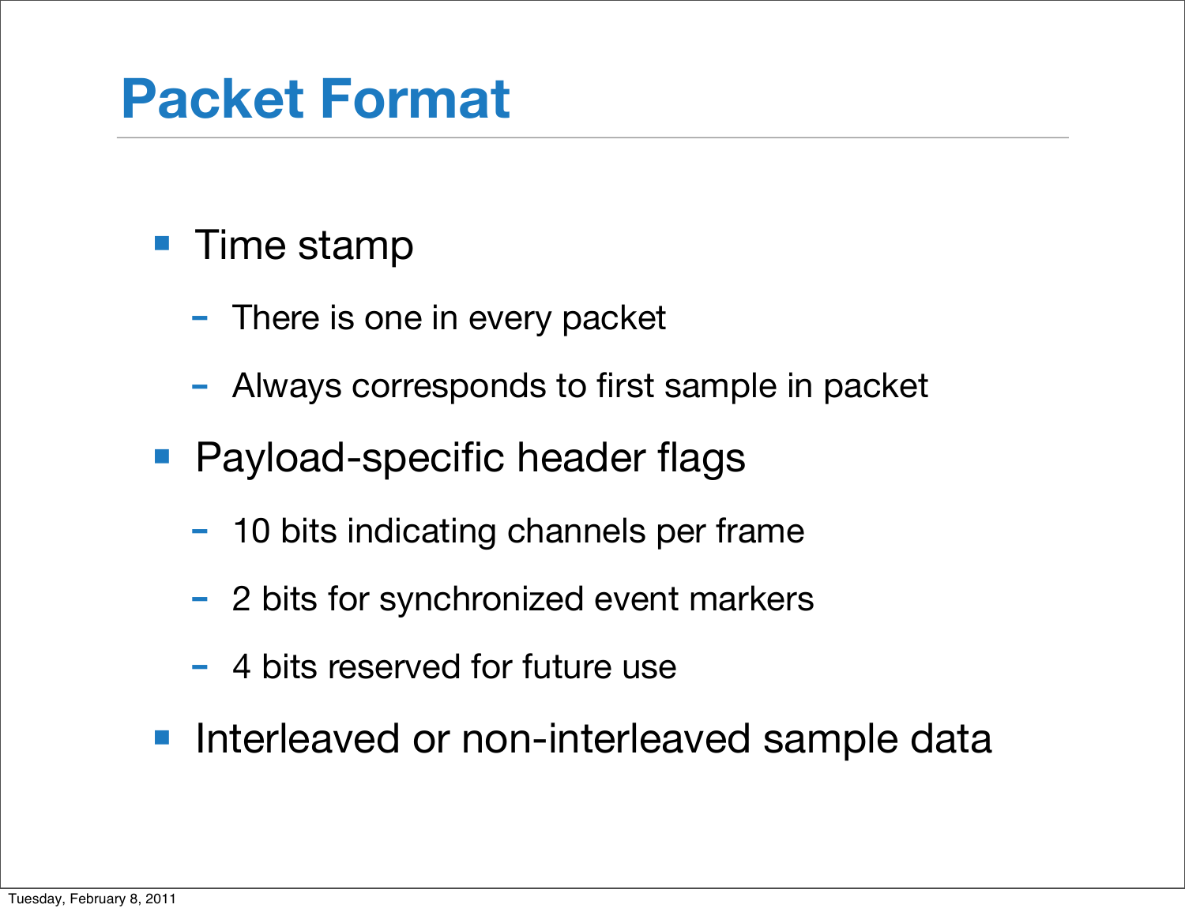# Packet Format

- Time stamp
  - There is one in every packet
  - Always corresponds to first sample in packet
- Payload-specific header flags
  - 10 bits indicating channels per frame
  - 2 bits for synchronized event markers
  - 4 bits reserved for future use
- Interleaved or non-interleaved sample data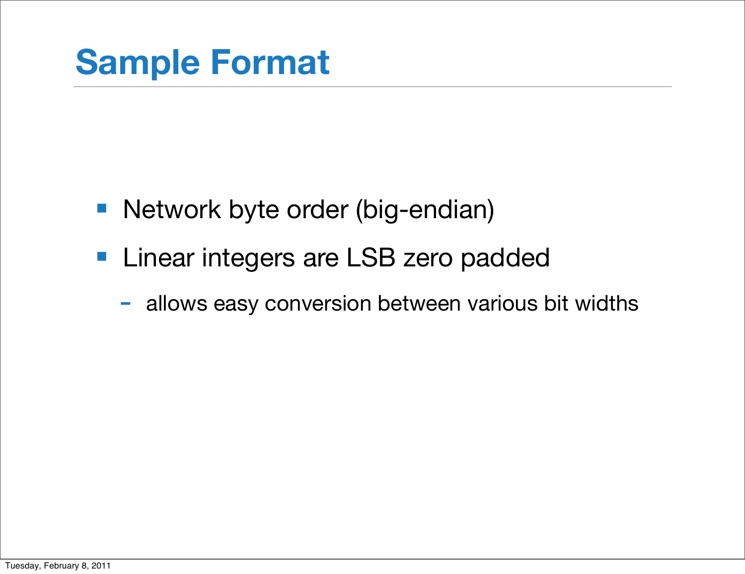# Sample Format

- Network byte order (big-endian)
- Linear integers are LSB zero padded
  - allows easy conversion between various bit widths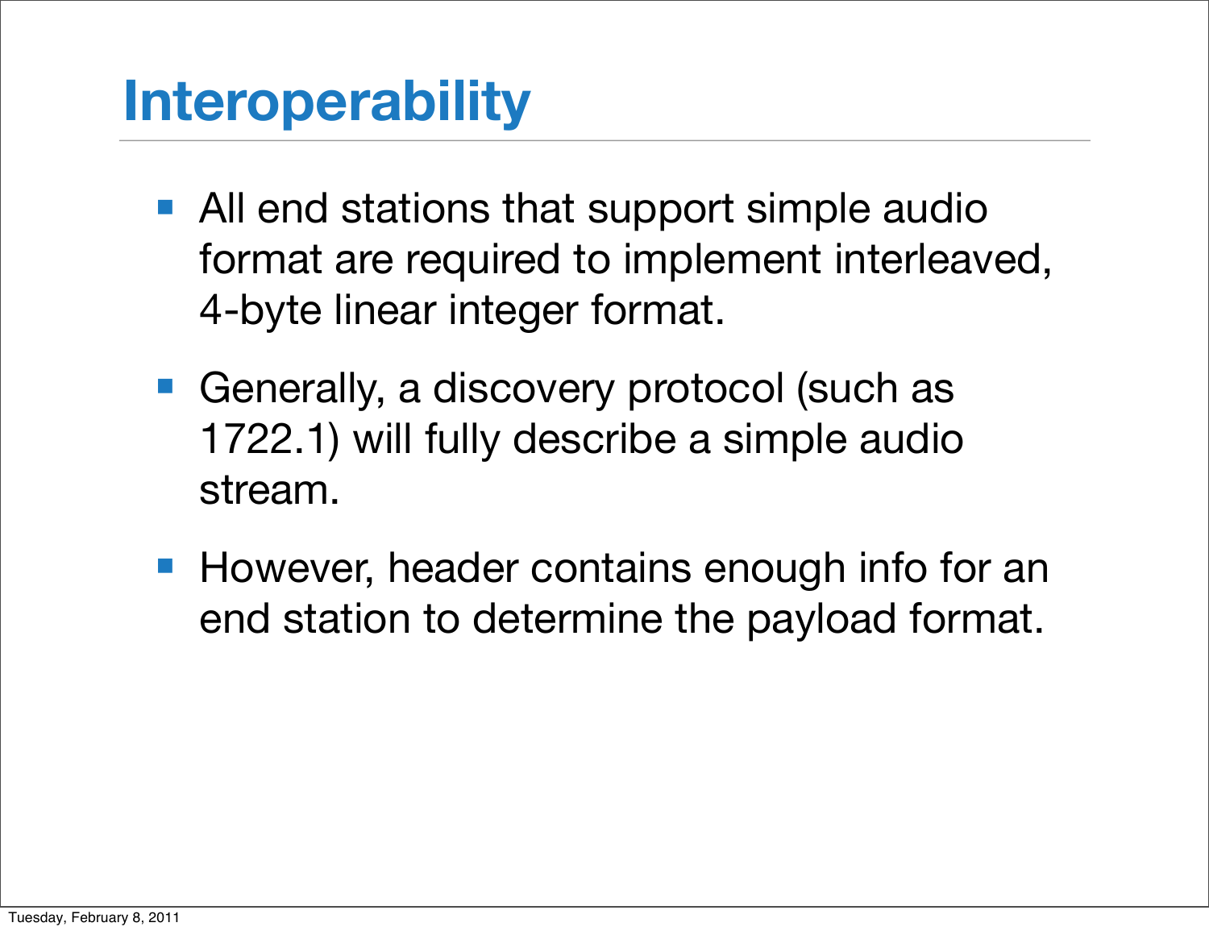# Interoperability

- All end stations that support simple audio format are required to implement interleaved, 4-byte linear integer format.
- Generally, a discovery protocol (such as 1722.1) will fully describe a simple audio stream.
- However, header contains enough info for an end station to determine the payload format.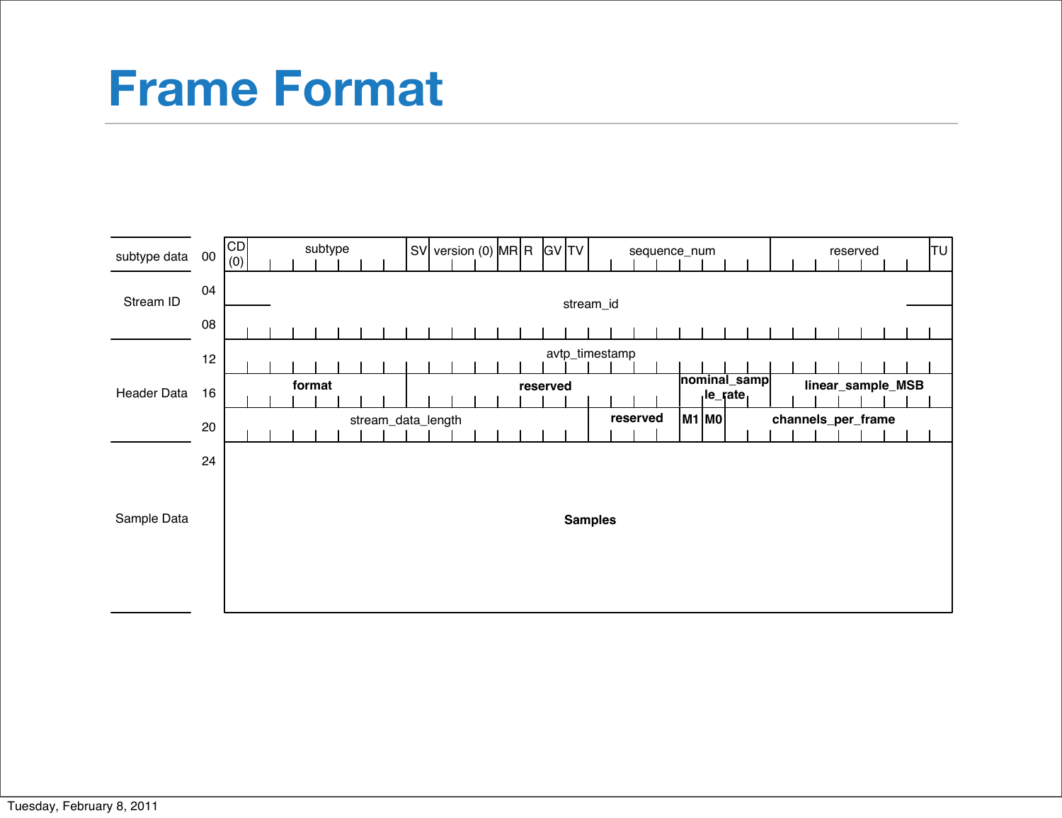# Frame Format

| | Offset | Fields |
|---|---|---|
| subtype data | 00 | CD (0) \| subtype \| SV \| version (0) \| MR \| R \| GV \| TV \| sequence_num \| reserved \| TU |
| Stream ID | 04 | stream_id |
| | 08 | |
| Header Data | 12 | avtp_timestamp |
| | 16 | **format** \| **reserved** \| **nominal_sample_rate** \| **linear_sample_MSB** |
| | 20 | stream_data_length \| **reserved** \| **M1** \| **M0** \| **channels_per_frame** |
| Sample Data | 24 | **Samples** |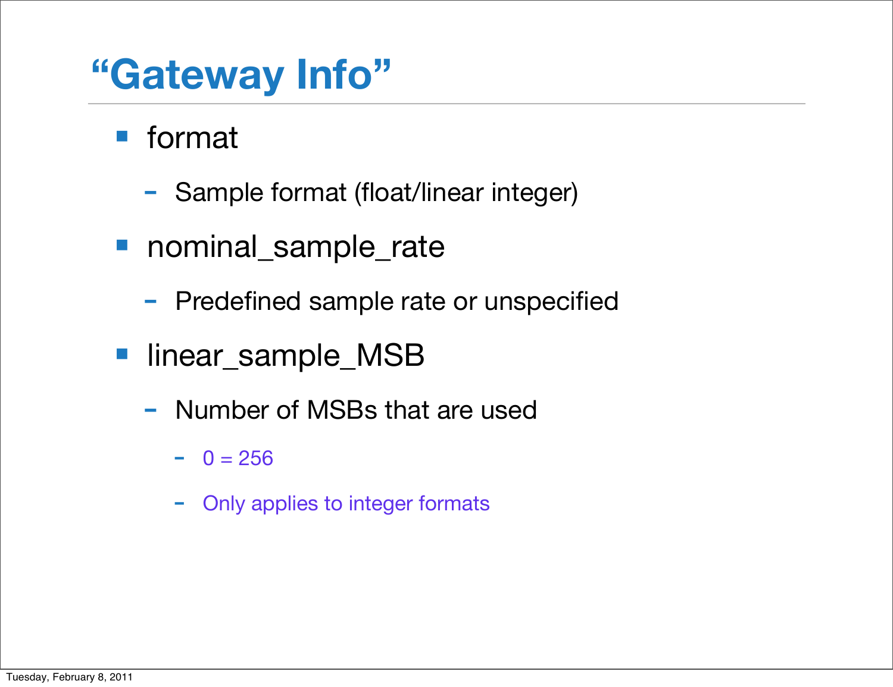# “Gateway Info”

- format
  - Sample format (float/linear integer)
- nominal_sample_rate
  - Predefined sample rate or unspecified
- linear_sample_MSB
  - Number of MSBs that are used
    - 0 = 256
    - Only applies to integer formats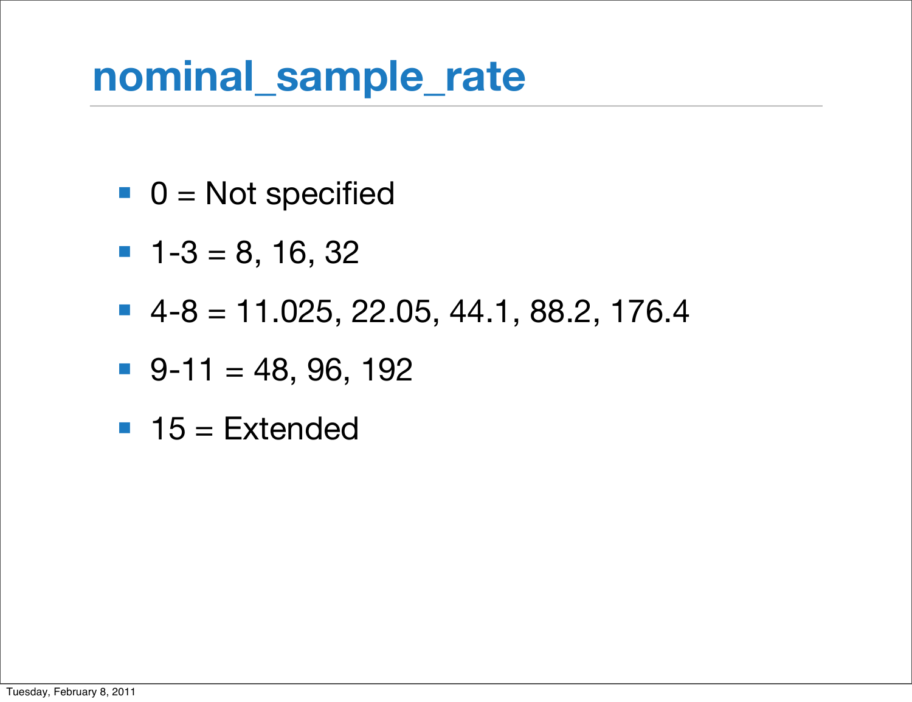# nominal_sample_rate

- 0 = Not specified
- 1-3 = 8, 16, 32
- 4-8 = 11.025, 22.05, 44.1, 88.2, 176.4
- 9-11 = 48, 96, 192
- 15 = Extended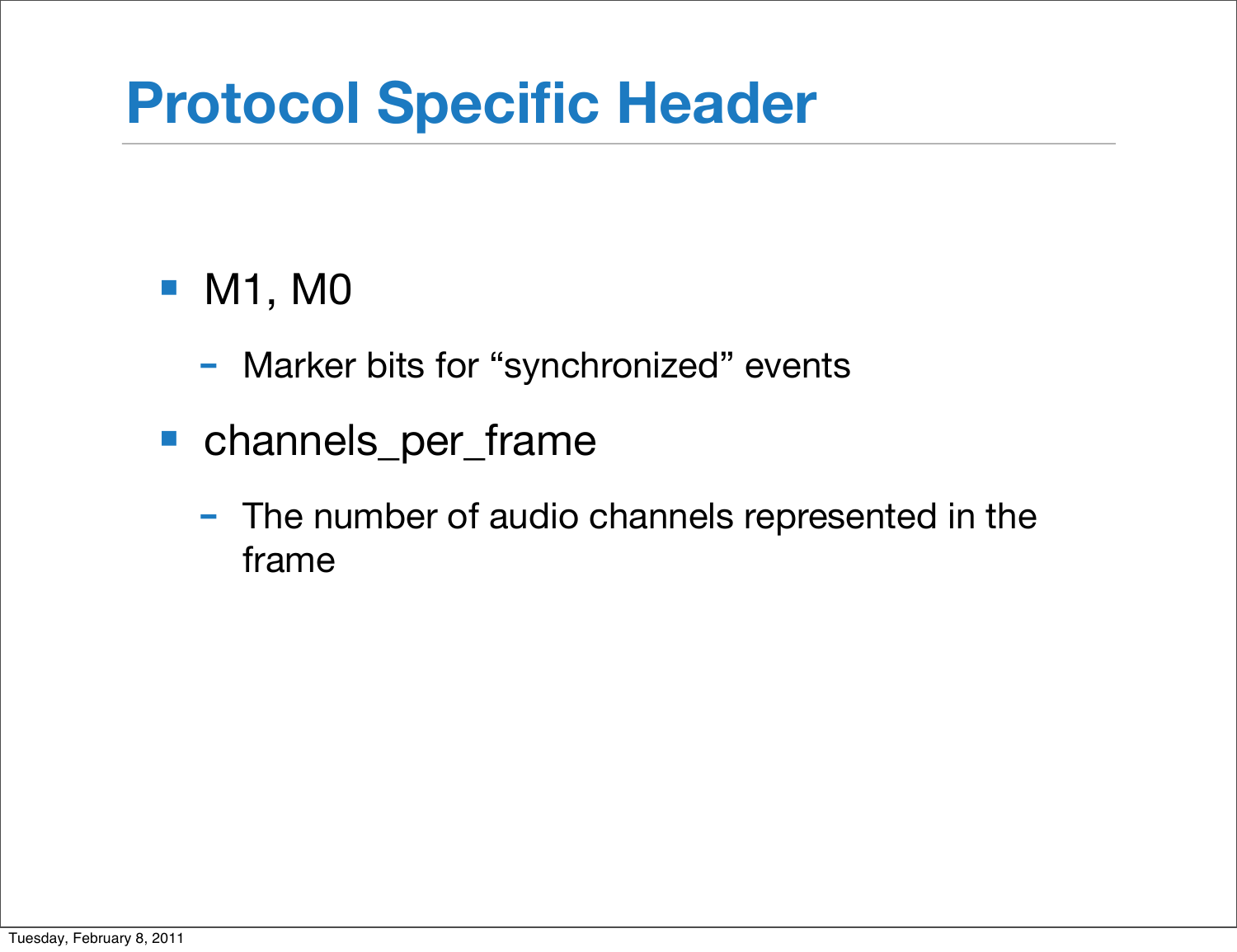# Protocol Specific Header

- M1, M0
  - Marker bits for “synchronized” events
- channels_per_frame
  - The number of audio channels represented in the frame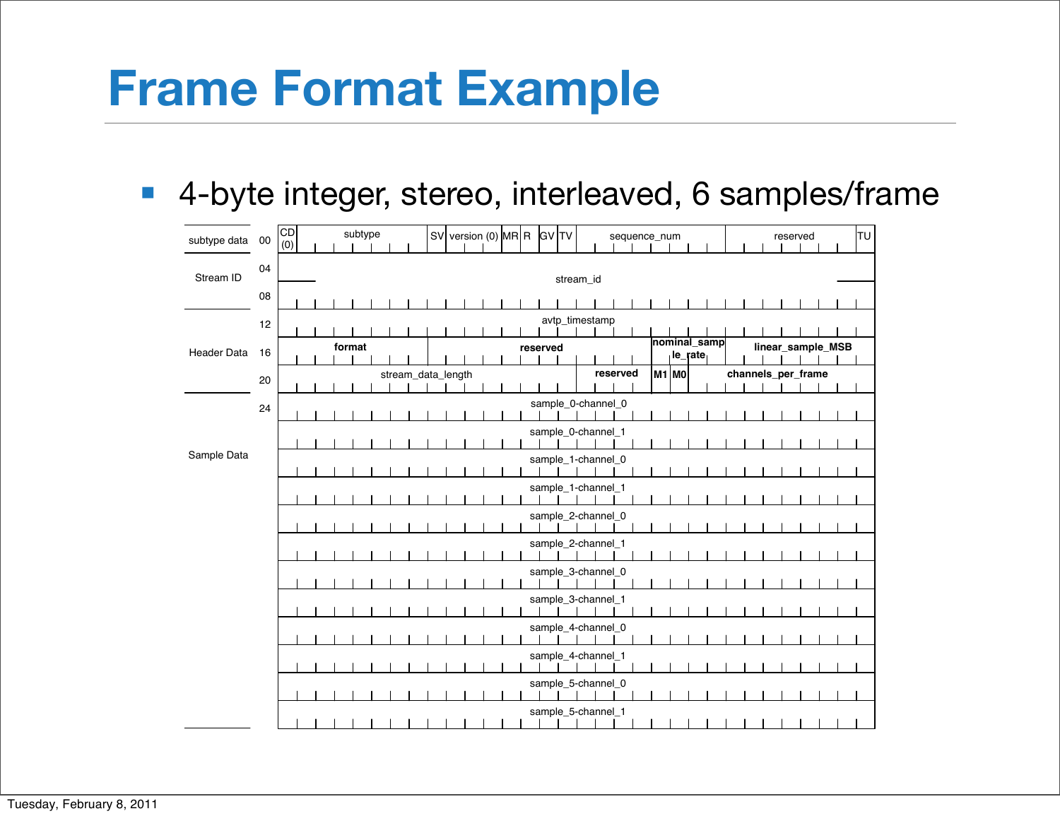# Frame Format Example

- 4-byte integer, stereo, interleaved, 6 samples/frame

| Section | Offset | Fields |
|---|---|---|
| subtype data | 00 | CD (0) \| subtype \| SV \| version (0) \| MR \| R \| GV \| TV \| sequence_num \| reserved \| TU |
| Stream ID | 04 | stream_id |
| | 08 | |
| Header Data | 12 | avtp_timestamp |
| | 16 | **format** \| **reserved** \| **nominal_sample_rate** \| **linear_sample_MSB** |
| | 20 | stream_data_length \| **reserved** \| **M1** \| **M0** \| **channels_per_frame** |
| Sample Data | 24 | sample_0-channel_0 |
| | | sample_0-channel_1 |
| | | sample_1-channel_0 |
| | | sample_1-channel_1 |
| | | sample_2-channel_0 |
| | | sample_2-channel_1 |
| | | sample_3-channel_0 |
| | | sample_3-channel_1 |
| | | sample_4-channel_0 |
| | | sample_4-channel_1 |
| | | sample_5-channel_0 |
| | | sample_5-channel_1 |

Tuesday, February 8, 2011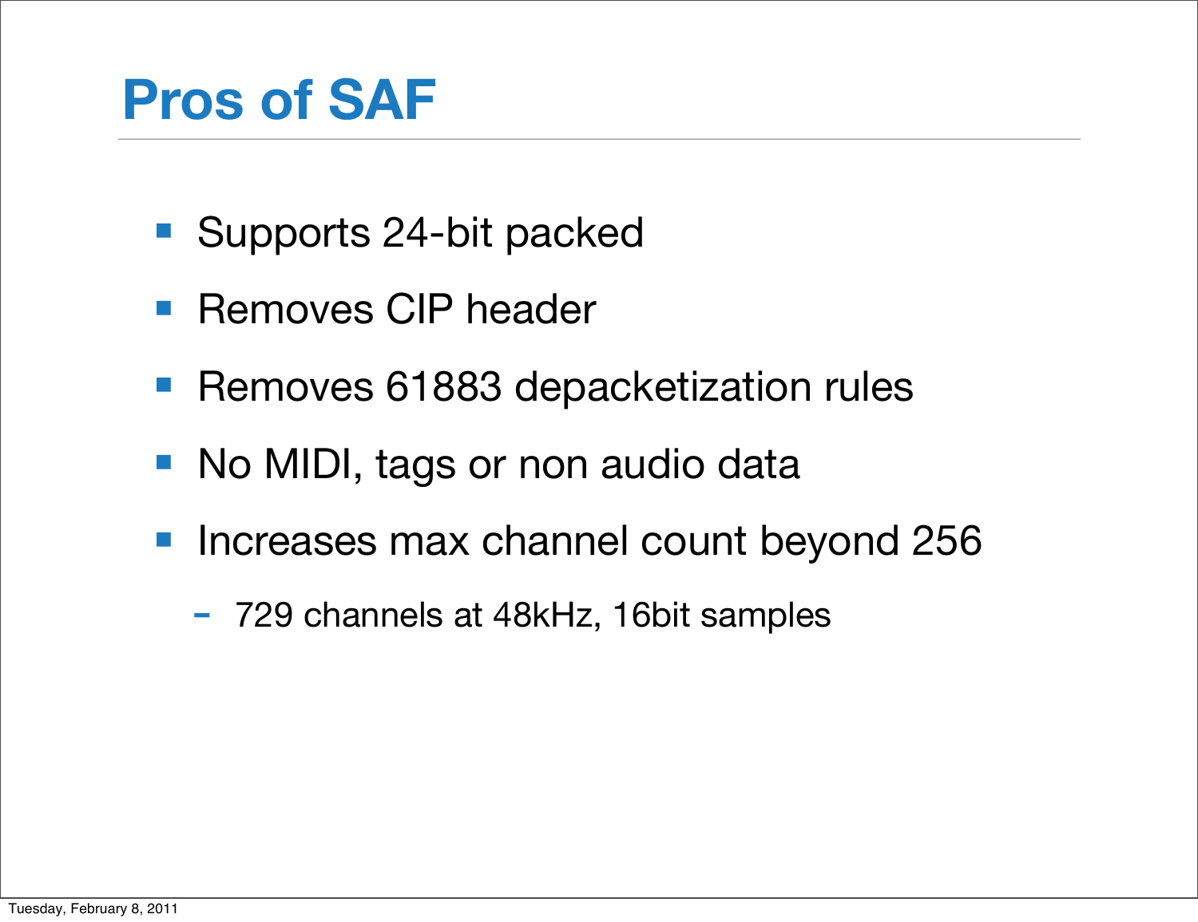# Pros of SAF

- Supports 24-bit packed
- Removes CIP header
- Removes 61883 depacketization rules
- No MIDI, tags or non audio data
- Increases max channel count beyond 256
  - 729 channels at 48kHz, 16bit samples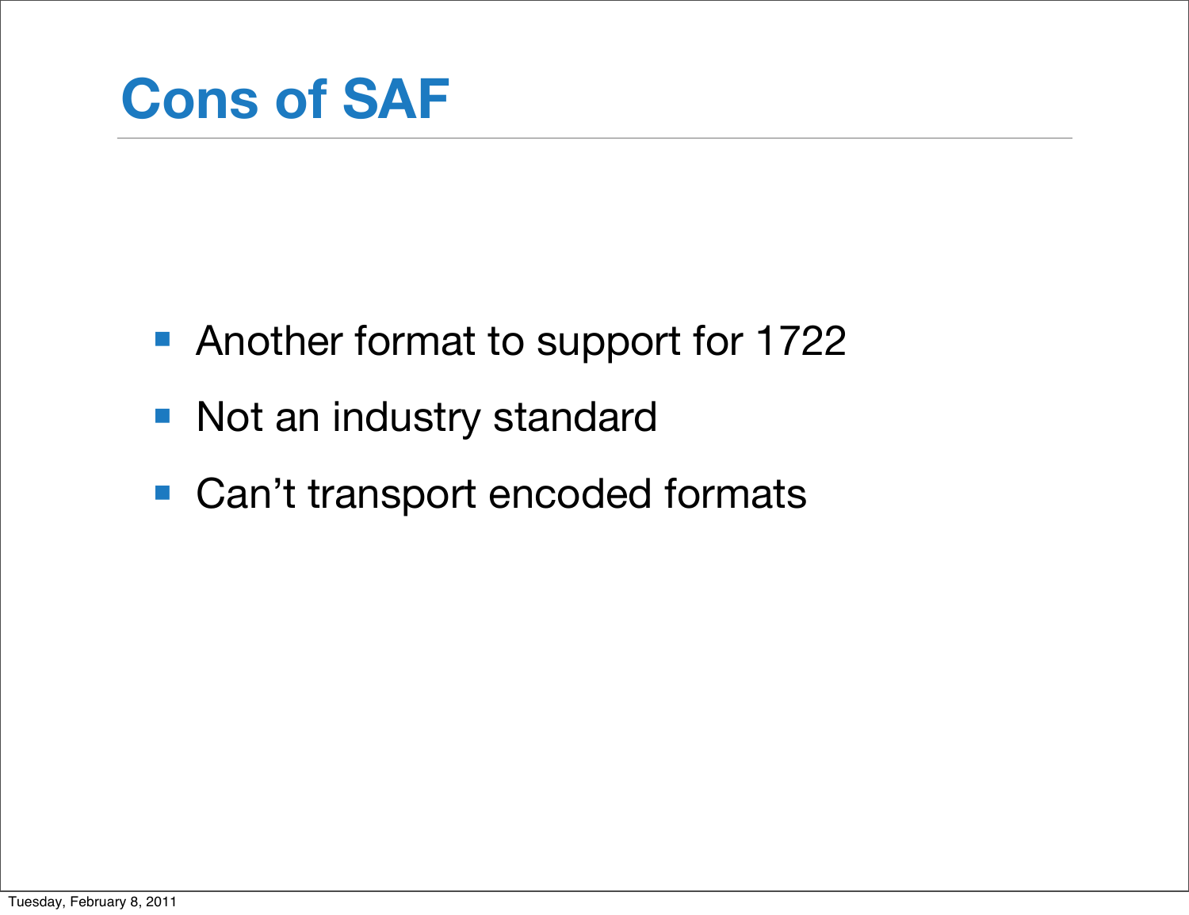# Cons of SAF

- Another format to support for 1722
- Not an industry standard
- Can't transport encoded formats